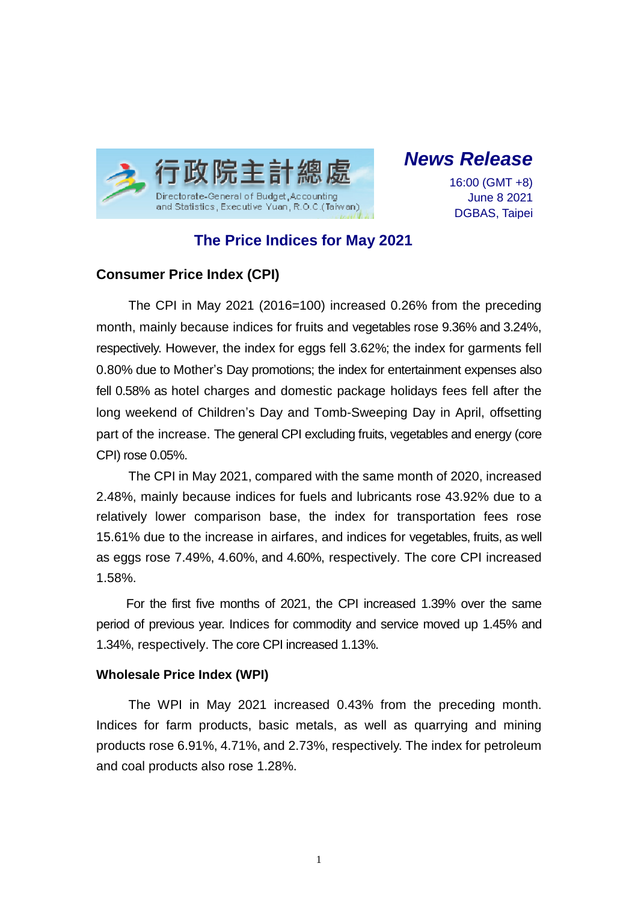行政院主計總處

Directorate-General of Budget, Accounting and Statistics, Executive Yuan, R.O.C. (Taiwan)

***News Release***

16:00 (GMT +8)
June 8 2021
DGBAS, Taipei

# The Price Indices for May 2021

## Consumer Price Index (CPI)

The CPI in May 2021 (2016=100) increased 0.26% from the preceding month, mainly because indices for fruits and vegetables rose 9.36% and 3.24%, respectively. However, the index for eggs fell 3.62%; the index for garments fell 0.80% due to Mother's Day promotions; the index for entertainment expenses also fell 0.58% as hotel charges and domestic package holidays fees fell after the long weekend of Children's Day and Tomb-Sweeping Day in April, offsetting part of the increase. The general CPI excluding fruits, vegetables and energy (core CPI) rose 0.05%.

The CPI in May 2021, compared with the same month of 2020, increased 2.48%, mainly because indices for fuels and lubricants rose 43.92% due to a relatively lower comparison base, the index for transportation fees rose 15.61% due to the increase in airfares, and indices for vegetables, fruits, as well as eggs rose 7.49%, 4.60%, and 4.60%, respectively. The core CPI increased 1.58%.

For the first five months of 2021, the CPI increased 1.39% over the same period of previous year. Indices for commodity and service moved up 1.45% and 1.34%, respectively. The core CPI increased 1.13%.

## Wholesale Price Index (WPI)

The WPI in May 2021 increased 0.43% from the preceding month. Indices for farm products, basic metals, as well as quarrying and mining products rose 6.91%, 4.71%, and 2.73%, respectively. The index for petroleum and coal products also rose 1.28%.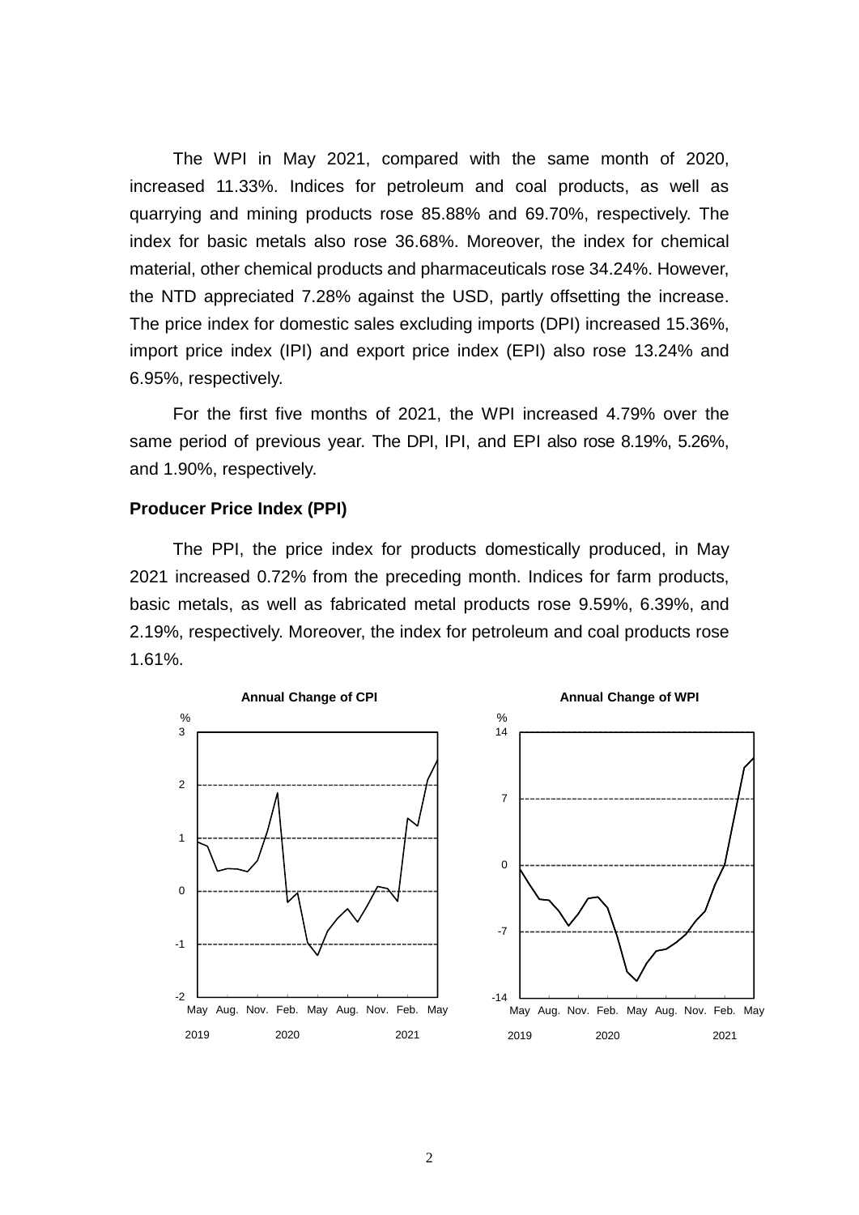The WPI in May 2021, compared with the same month of 2020, increased 11.33%. Indices for petroleum and coal products, as well as quarrying and mining products rose 85.88% and 69.70%, respectively. The index for basic metals also rose 36.68%. Moreover, the index for chemical material, other chemical products and pharmaceuticals rose 34.24%. However, the NTD appreciated 7.28% against the USD, partly offsetting the increase. The price index for domestic sales excluding imports (DPI) increased 15.36%, import price index (IPI) and export price index (EPI) also rose 13.24% and 6.95%, respectively.

For the first five months of 2021, the WPI increased 4.79% over the same period of previous year. The DPI, IPI, and EPI also rose 8.19%, 5.26%, and 1.90%, respectively.

**Producer Price Index (PPI)**

The PPI, the price index for products domestically produced, in May 2021 increased 0.72% from the preceding month. Indices for farm products, basic metals, as well as fabricated metal products rose 9.59%, 6.39%, and 2.19%, respectively. Moreover, the index for petroleum and coal products rose 1.61%.

**Annual Change of CPI**

**Annual Change of WPI**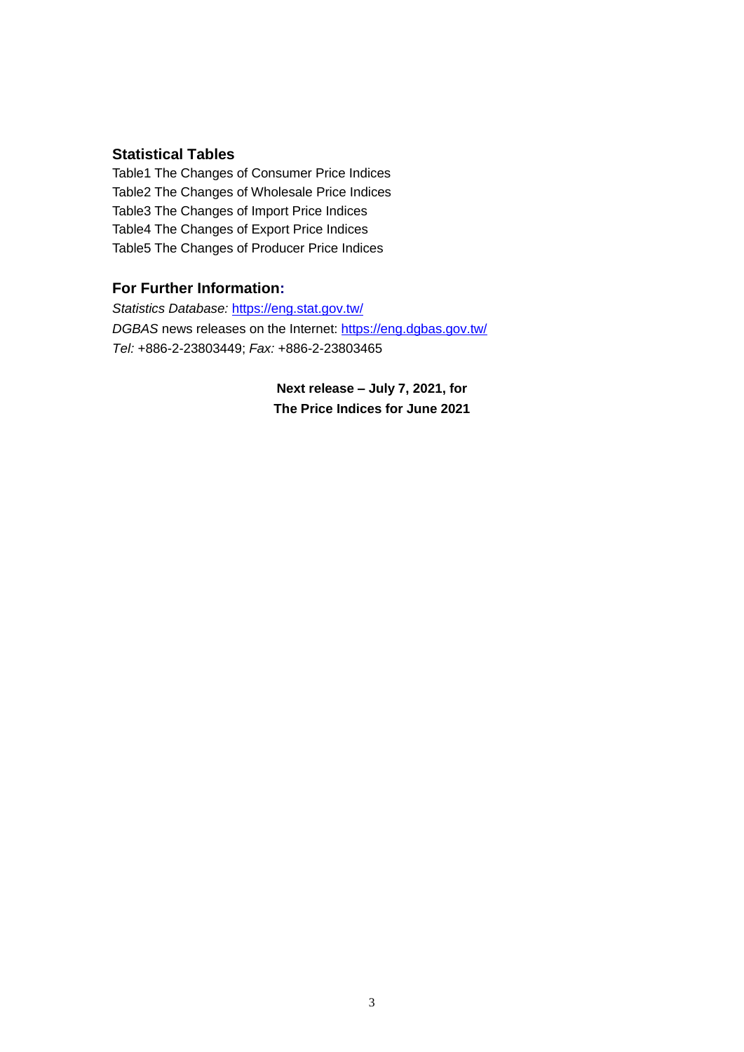### Statistical Tables

Table1 The Changes of Consumer Price Indices
Table2 The Changes of Wholesale Price Indices
Table3 The Changes of Import Price Indices
Table4 The Changes of Export Price Indices
Table5 The Changes of Producer Price Indices

### For Further Information:

*Statistics Database:* https://eng.stat.gov.tw/
*DGBAS* news releases on the Internet: https://eng.dgbas.gov.tw/
*Tel:* +886-2-23803449; *Fax:* +886-2-23803465

**Next release – July 7, 2021, for**
**The Price Indices for June 2021**